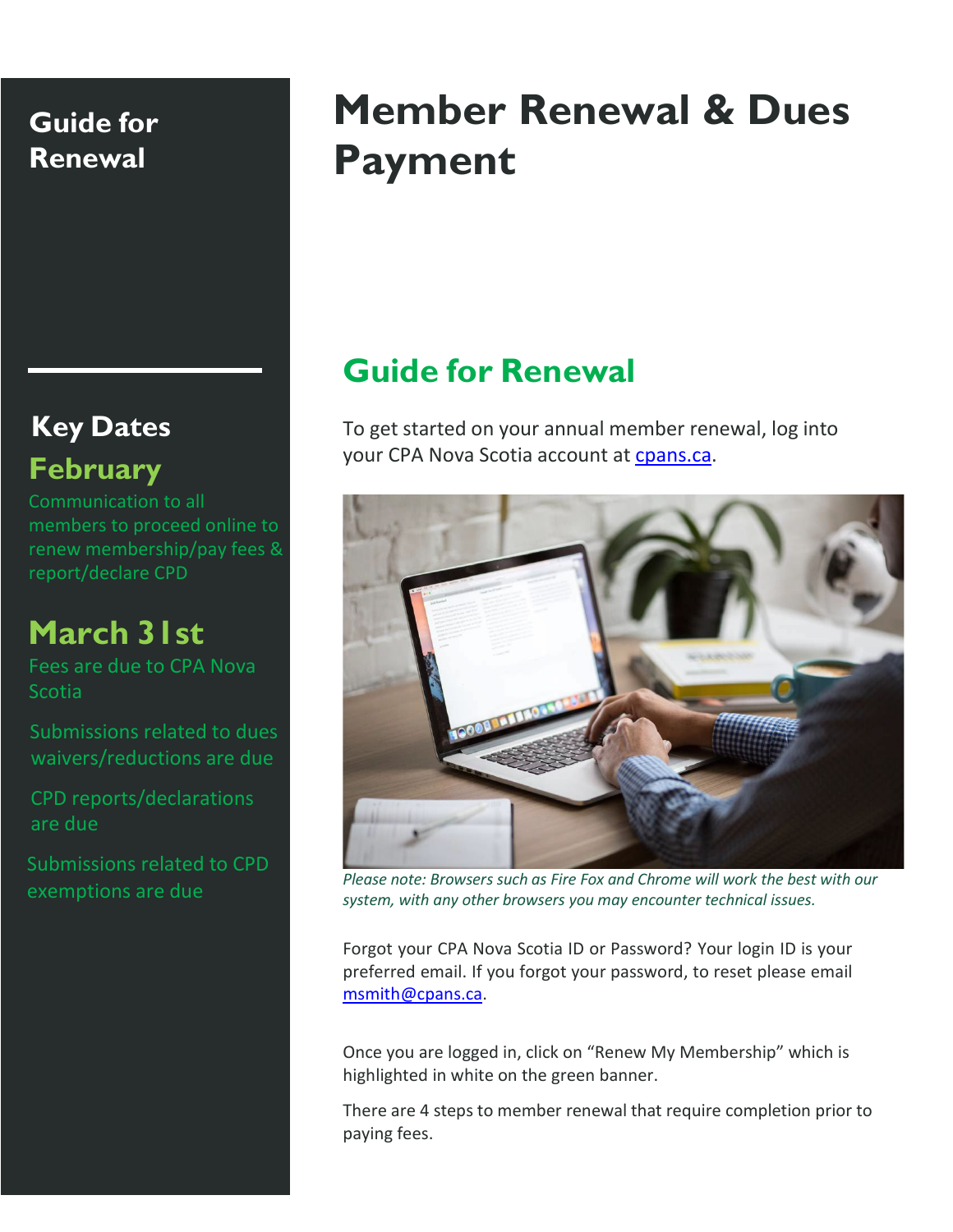# Member Renewal & Dues Payment

## Guide for Renewal

### Key Dates

**February**

Communication to all members to proceed online to renew membership/pay fees & report/declare CPD

**March 31st**

Fees are due to CPA Nova Scotia

Submissions related to dues waivers/reductions are due

CPD reports/declarations are due

Submissions related to CPD exemptions are due

## Guide for Renewal

To get started on your annual member renewal, log into your CPA Nova Scotia account at [cpans.ca](cpans.ca).

*Please note: Browsers such as Fire Fox and Chrome will work the best with our system, with any other browsers you may encounter technical issues.*

Forgot your CPA Nova Scotia ID or Password? Your login ID is your preferred email. If you forgot your password, to reset please email [msmith@cpans.ca](mailto:msmith@cpans.ca).

Once you are logged in, click on "Renew My Membership" which is highlighted in white on the green banner.

There are 4 steps to member renewal that require completion prior to paying fees.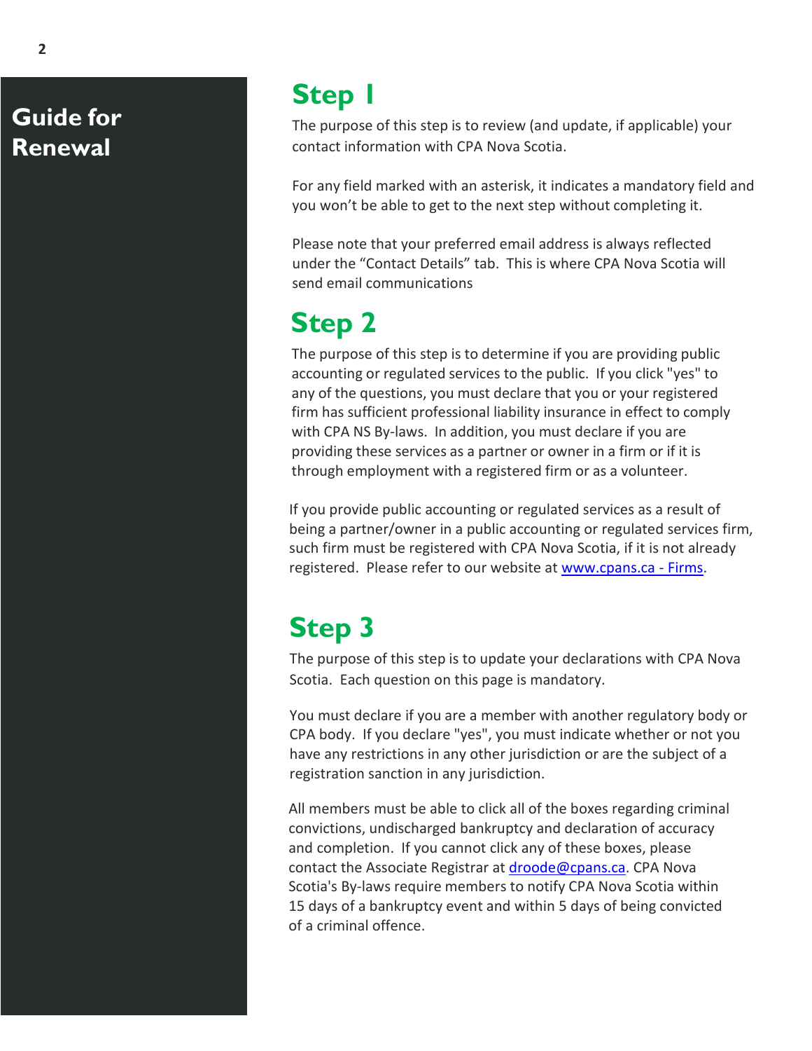# Guide for Renewal

## Step 1

The purpose of this step is to review (and update, if applicable) your contact information with CPA Nova Scotia.

For any field marked with an asterisk, it indicates a mandatory field and you won't be able to get to the next step without completing it.

Please note that your preferred email address is always reflected under the "Contact Details" tab. This is where CPA Nova Scotia will send email communications

## Step 2

The purpose of this step is to determine if you are providing public accounting or regulated services to the public. If you click "yes" to any of the questions, you must declare that you or your registered firm has sufficient professional liability insurance in effect to comply with CPA NS By-laws. In addition, you must declare if you are providing these services as a partner or owner in a firm or if it is through employment with a registered firm or as a volunteer.

If you provide public accounting or regulated services as a result of being a partner/owner in a public accounting or regulated services firm, such firm must be registered with CPA Nova Scotia, if it is not already registered. Please refer to our website at www.cpans.ca - Firms.

## Step 3

The purpose of this step is to update your declarations with CPA Nova Scotia. Each question on this page is mandatory.

You must declare if you are a member with another regulatory body or CPA body. If you declare "yes", you must indicate whether or not you have any restrictions in any other jurisdiction or are the subject of a registration sanction in any jurisdiction.

All members must be able to click all of the boxes regarding criminal convictions, undischarged bankruptcy and declaration of accuracy and completion. If you cannot click any of these boxes, please contact the Associate Registrar at droode@cpans.ca. CPA Nova Scotia's By-laws require members to notify CPA Nova Scotia within 15 days of a bankruptcy event and within 5 days of being convicted of a criminal offence.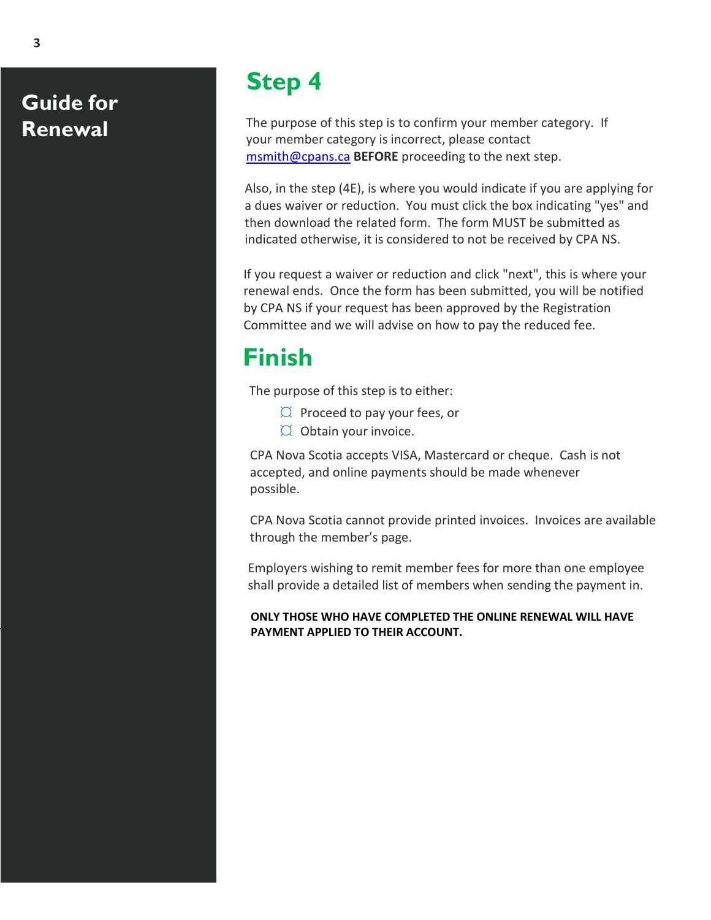# Guide for Renewal

## Step 4

The purpose of this step is to confirm your member category. If your member category is incorrect, please contact msmith@cpans.ca **BEFORE** proceeding to the next step.

Also, in the step (4E), is where you would indicate if you are applying for a dues waiver or reduction. You must click the box indicating "yes" and then download the related form. The form MUST be submitted as indicated otherwise, it is considered to not be received by CPA NS.

If you request a waiver or reduction and click "next", this is where your renewal ends. Once the form has been submitted, you will be notified by CPA NS if your request has been approved by the Registration Committee and we will advise on how to pay the reduced fee.

## Finish

The purpose of this step is to either:

- Proceed to pay your fees, or
- Obtain your invoice.

CPA Nova Scotia accepts VISA, Mastercard or cheque. Cash is not accepted, and online payments should be made whenever possible.

CPA Nova Scotia cannot provide printed invoices. Invoices are available through the member's page.

Employers wishing to remit member fees for more than one employee shall provide a detailed list of members when sending the payment in.

**ONLY THOSE WHO HAVE COMPLETED THE ONLINE RENEWAL WILL HAVE PAYMENT APPLIED TO THEIR ACCOUNT.**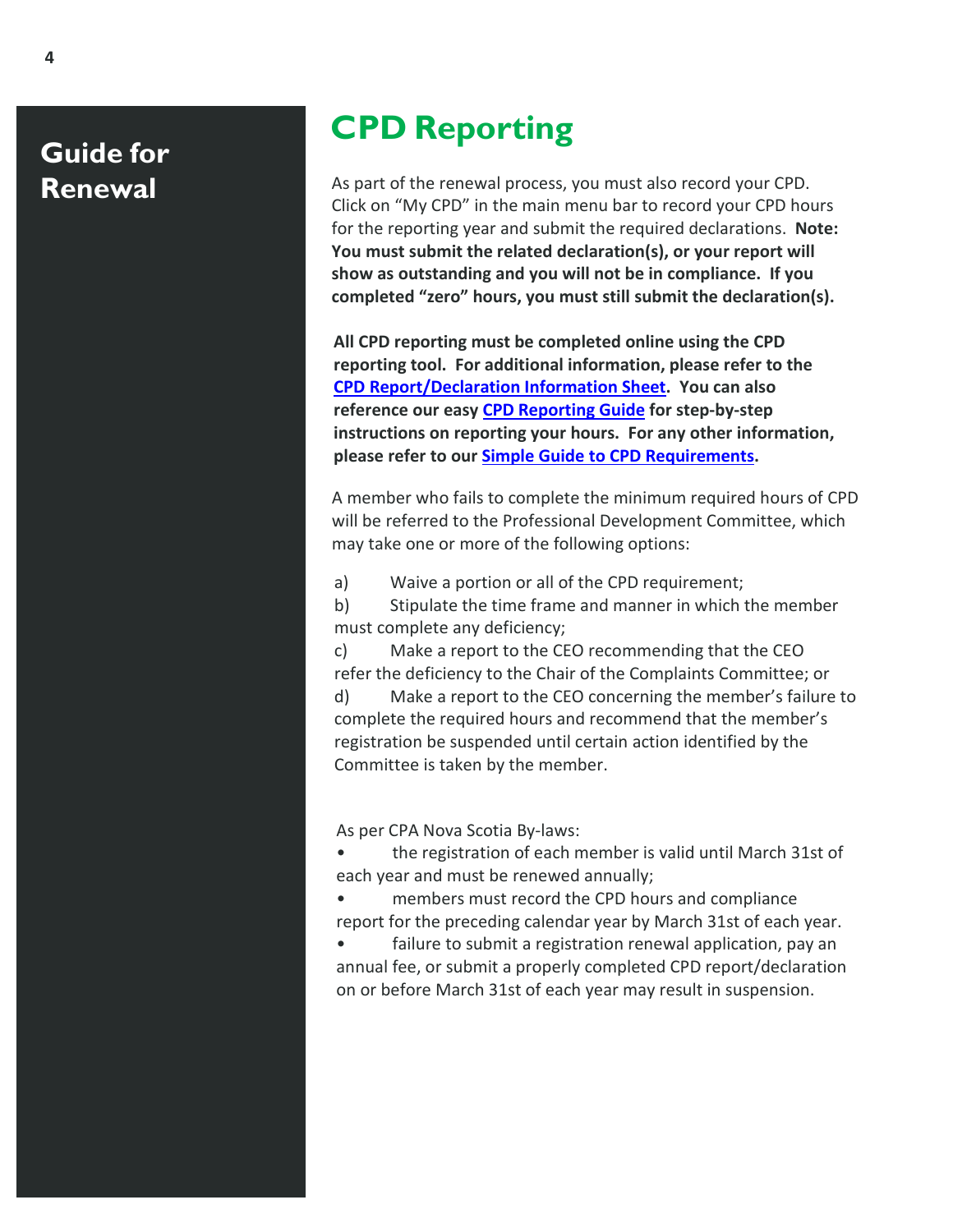## Guide for Renewal

# CPD Reporting

As part of the renewal process, you must also record your CPD. Click on "My CPD" in the main menu bar to record your CPD hours for the reporting year and submit the required declarations. **Note: You must submit the related declaration(s), or your report will show as outstanding and you will not be in compliance. If you completed "zero" hours, you must still submit the declaration(s).**

**All CPD reporting must be completed online using the CPD reporting tool. For additional information, please refer to the CPD Report/Declaration Information Sheet. You can also reference our easy CPD Reporting Guide for step-by-step instructions on reporting your hours. For any other information, please refer to our Simple Guide to CPD Requirements.**

A member who fails to complete the minimum required hours of CPD will be referred to the Professional Development Committee, which may take one or more of the following options:

a) Waive a portion or all of the CPD requirement;
b) Stipulate the time frame and manner in which the member must complete any deficiency;
c) Make a report to the CEO recommending that the CEO refer the deficiency to the Chair of the Complaints Committee; or
d) Make a report to the CEO concerning the member's failure to complete the required hours and recommend that the member's registration be suspended until certain action identified by the Committee is taken by the member.

As per CPA Nova Scotia By-laws:

- the registration of each member is valid until March 31st of each year and must be renewed annually;
- members must record the CPD hours and compliance report for the preceding calendar year by March 31st of each year.
- failure to submit a registration renewal application, pay an annual fee, or submit a properly completed CPD report/declaration on or before March 31st of each year may result in suspension.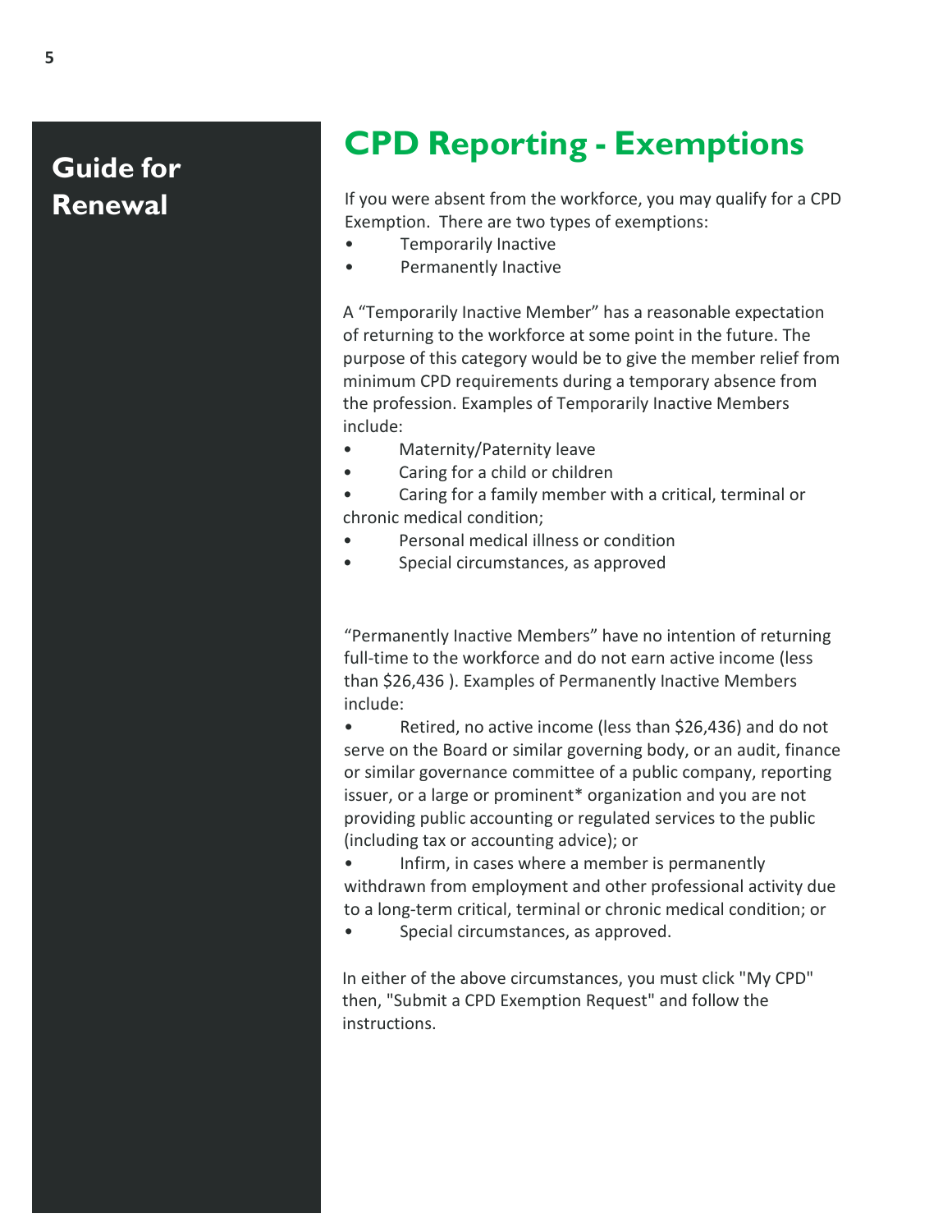## Guide for Renewal

# CPD Reporting - Exemptions

If you were absent from the workforce, you may qualify for a CPD Exemption. There are two types of exemptions:

- Temporarily Inactive
- Permanently Inactive

A "Temporarily Inactive Member" has a reasonable expectation of returning to the workforce at some point in the future. The purpose of this category would be to give the member relief from minimum CPD requirements during a temporary absence from the profession. Examples of Temporarily Inactive Members include:

- Maternity/Paternity leave
- Caring for a child or children
- Caring for a family member with a critical, terminal or chronic medical condition;
- Personal medical illness or condition
- Special circumstances, as approved

"Permanently Inactive Members" have no intention of returning full-time to the workforce and do not earn active income (less than $26,436 ). Examples of Permanently Inactive Members include:

- Retired, no active income (less than $26,436) and do not serve on the Board or similar governing body, or an audit, finance or similar governance committee of a public company, reporting issuer, or a large or prominent* organization and you are not providing public accounting or regulated services to the public (including tax or accounting advice); or
- Infirm, in cases where a member is permanently withdrawn from employment and other professional activity due to a long-term critical, terminal or chronic medical condition; or
- Special circumstances, as approved.

In either of the above circumstances, you must click "My CPD" then, "Submit a CPD Exemption Request" and follow the instructions.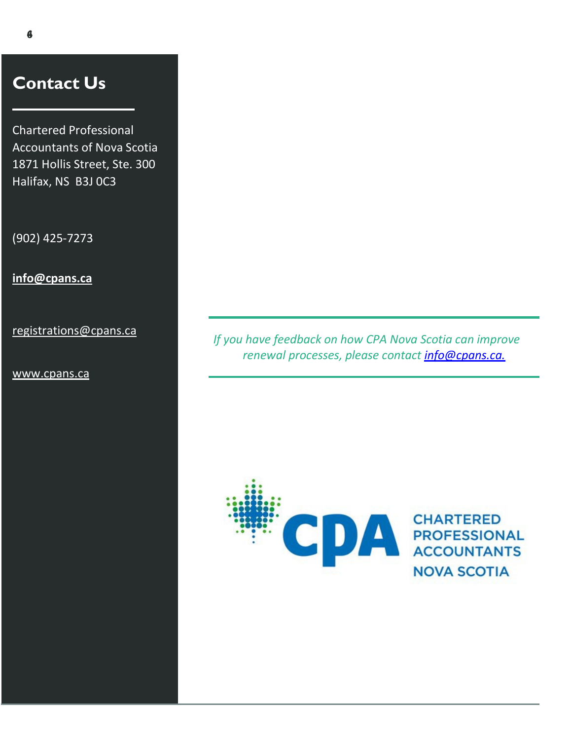## Contact Us

Chartered Professional Accountants of Nova Scotia
1871 Hollis Street, Ste. 300
Halifax, NS  B3J 0C3

(902) 425-7273

**info@cpans.ca**

registrations@cpans.ca

www.cpans.ca

*If you have feedback on how CPA Nova Scotia can improve renewal processes, please contact info@cpans.ca.*

CPA CHARTERED PROFESSIONAL ACCOUNTANTS NOVA SCOTIA